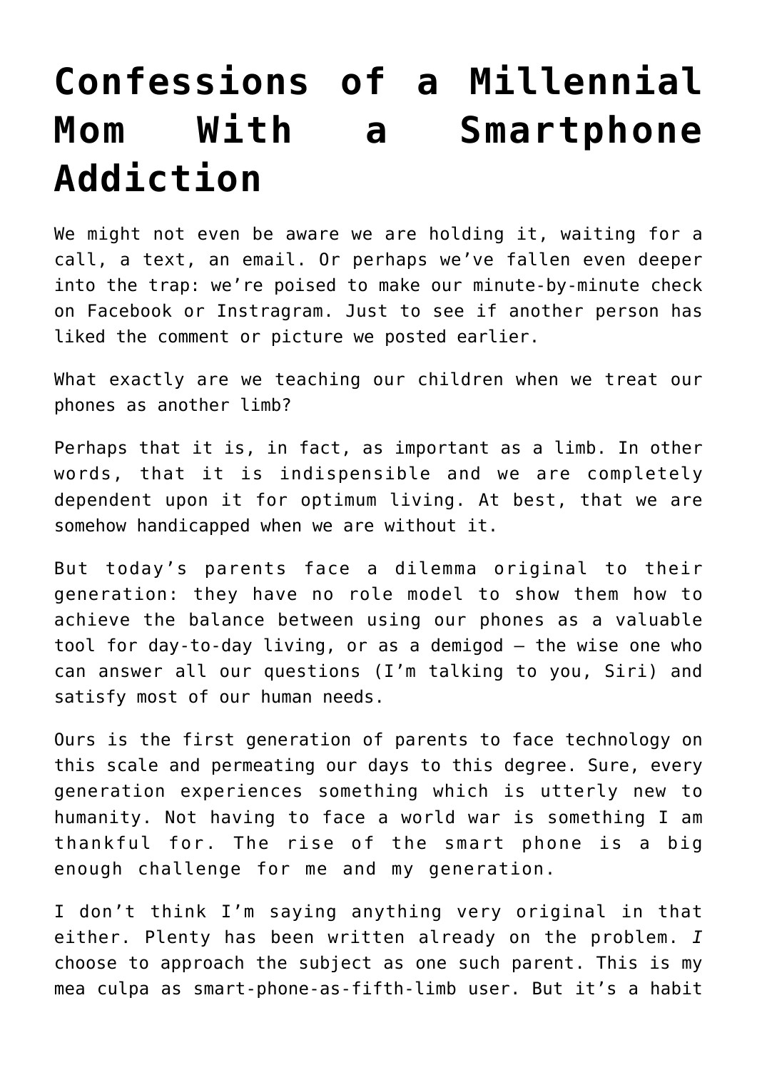# Confessions of a Millennial Mom With a Smartphone Addiction

We might not even be aware we are holding it, waiting for a call, a text, an email. Or perhaps we've fallen even deeper into the trap: we're poised to make our minute-by-minute check on Facebook or Instragram. Just to see if another person has liked the comment or picture we posted earlier.

What exactly are we teaching our children when we treat our phones as another limb?

Perhaps that it is, in fact, as important as a limb. In other words, that it is indispensible and we are completely dependent upon it for optimum living. At best, that we are somehow handicapped when we are without it.

But today's parents face a dilemma original to their generation: they have no role model to show them how to achieve the balance between using our phones as a valuable tool for day-to-day living, or as a demigod – the wise one who can answer all our questions (I'm talking to you, Siri) and satisfy most of our human needs.

Ours is the first generation of parents to face technology on this scale and permeating our days to this degree. Sure, every generation experiences something which is utterly new to humanity. Not having to face a world war is something I am thankful for. The rise of the smart phone is a big enough challenge for me and my generation.

I don't think I'm saying anything very original in that either. Plenty has been written already on the problem. *I* choose to approach the subject as one such parent. This is my mea culpa as smart-phone-as-fifth-limb user. But it's a habit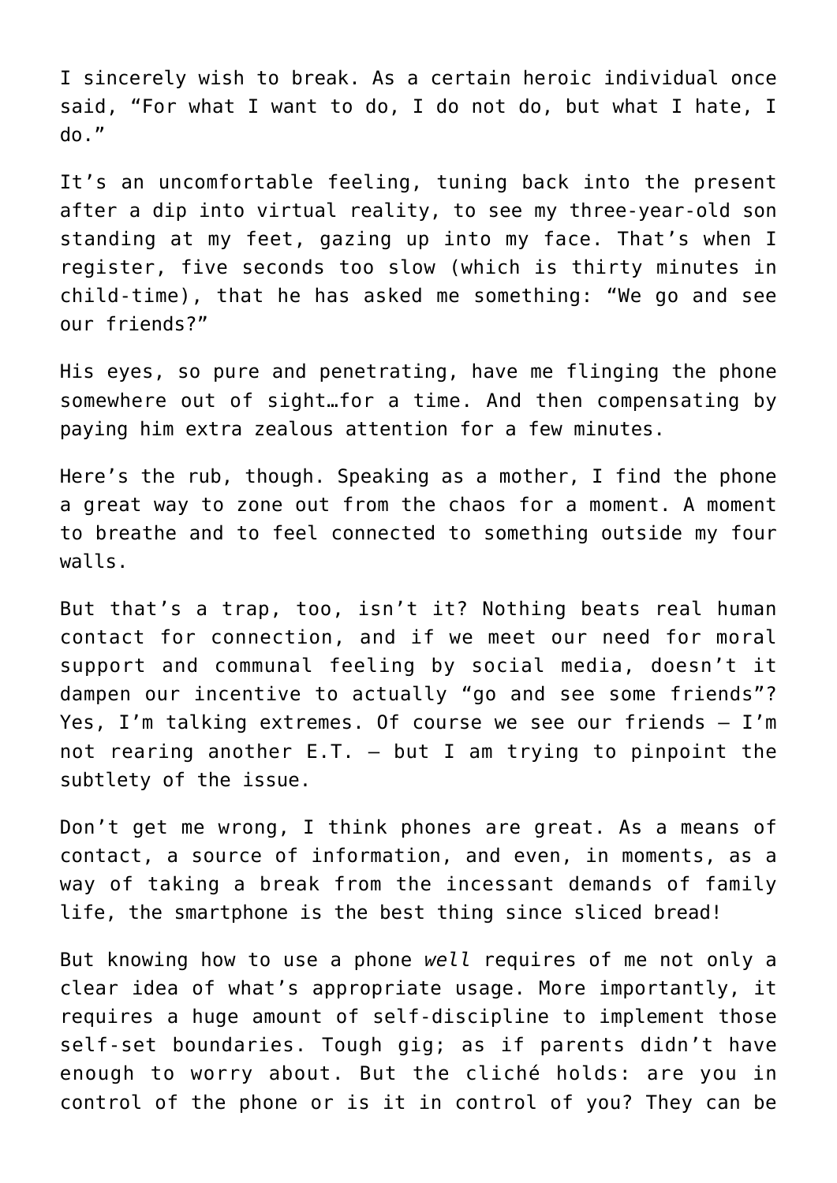I sincerely wish to break. As a certain heroic individual once said, "For what I want to do, I do not do, but what I hate, I do."

It's an uncomfortable feeling, tuning back into the present after a dip into virtual reality, to see my three-year-old son standing at my feet, gazing up into my face. That's when I register, five seconds too slow (which is thirty minutes in child-time), that he has asked me something: "We go and see our friends?"

His eyes, so pure and penetrating, have me flinging the phone somewhere out of sight…for a time. And then compensating by paying him extra zealous attention for a few minutes.

Here's the rub, though. Speaking as a mother, I find the phone a great way to zone out from the chaos for a moment. A moment to breathe and to feel connected to something outside my four walls.

But that's a trap, too, isn't it? Nothing beats real human contact for connection, and if we meet our need for moral support and communal feeling by social media, doesn't it dampen our incentive to actually "go and see some friends"? Yes, I'm talking extremes. Of course we see our friends – I'm not rearing another E.T. – but I am trying to pinpoint the subtlety of the issue.

Don't get me wrong, I think phones are great. As a means of contact, a source of information, and even, in moments, as a way of taking a break from the incessant demands of family life, the smartphone is the best thing since sliced bread!

But knowing how to use a phone *well* requires of me not only a clear idea of what's appropriate usage. More importantly, it requires a huge amount of self-discipline to implement those self-set boundaries. Tough gig; as if parents didn't have enough to worry about. But the cliché holds: are you in control of the phone or is it in control of you? They can be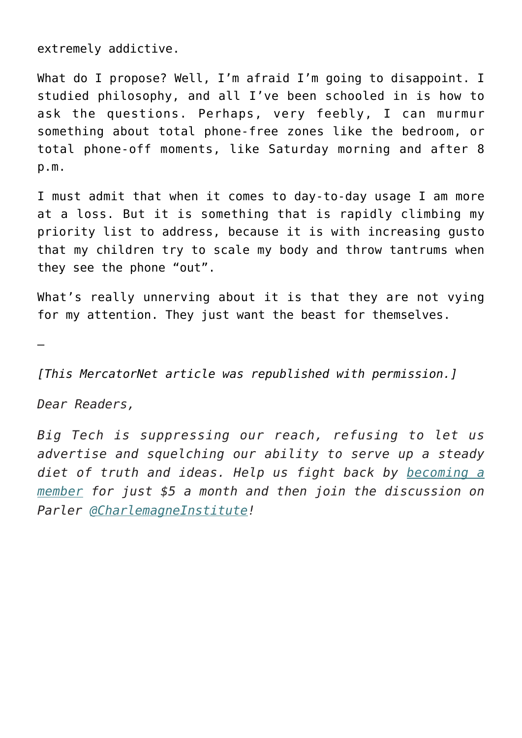extremely addictive.

What do I propose? Well, I'm afraid I'm going to disappoint. I studied philosophy, and all I've been schooled in is how to ask the questions. Perhaps, very feebly, I can murmur something about total phone-free zones like the bedroom, or total phone-off moments, like Saturday morning and after 8 p.m.

I must admit that when it comes to day-to-day usage I am more at a loss. But it is something that is rapidly climbing my priority list to address, because it is with increasing gusto that my children try to scale my body and throw tantrums when they see the phone "out".

What's really unnerving about it is that they are not vying for my attention. They just want the beast for themselves.

—

*[This MercatorNet article was republished with permission.]*

*Dear Readers,*

*Big Tech is suppressing our reach, refusing to let us advertise and squelching our ability to serve up a steady diet of truth and ideas. Help us fight back by [becoming a member]() for just $5 a month and then join the discussion on Parler [@CharlemagneInstitute]()!*